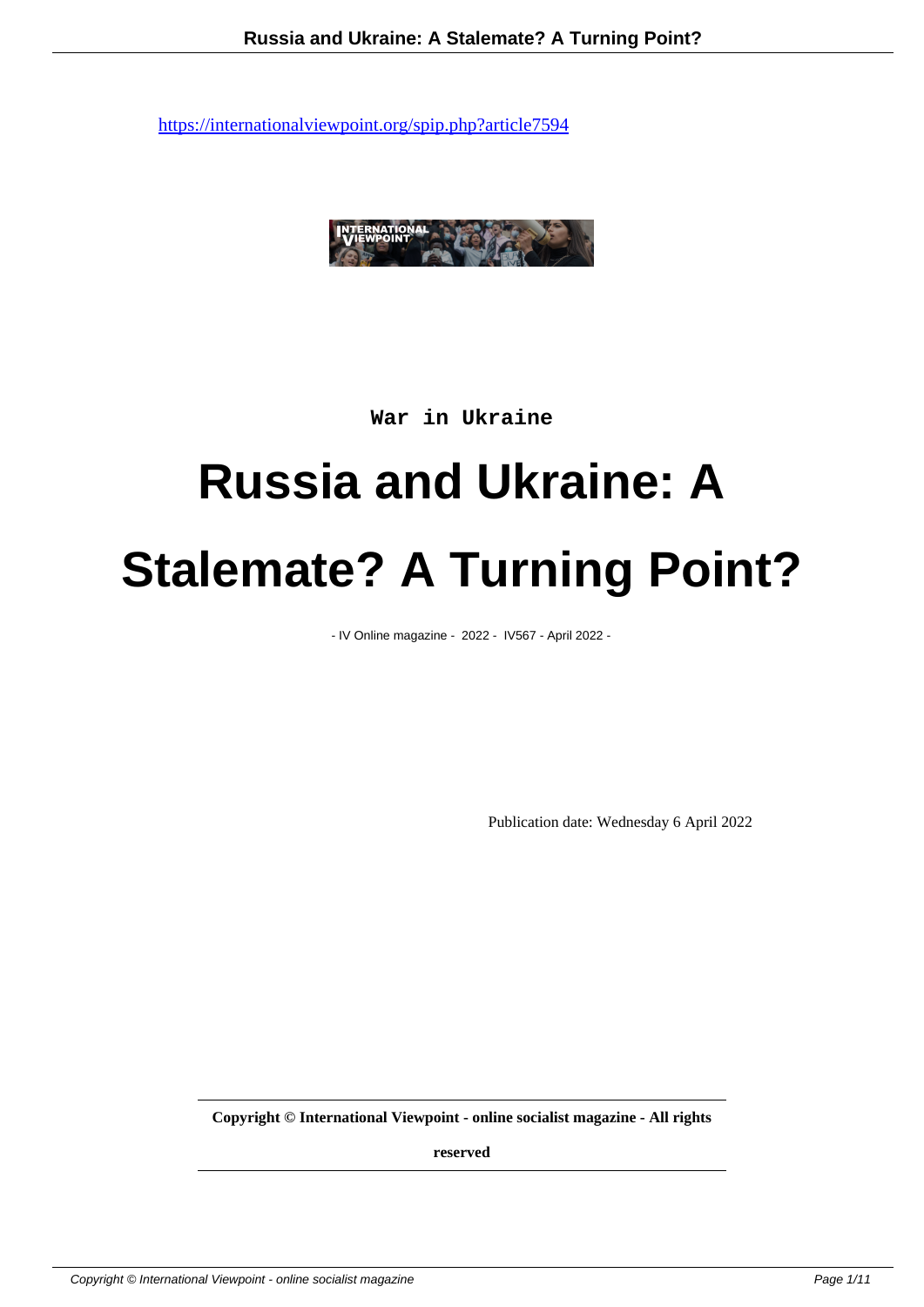https://internationalviewpoint.org/spip.php?article7594

War in Ukraine

# Russia and Ukraine: A Stalemate? A Turning Point?

- IV Online magazine - 2022 - IV567 - April 2022 -

Publication date: Wednesday 6 April 2022

**Copyright © International Viewpoint - online socialist magazine - All rights reserved**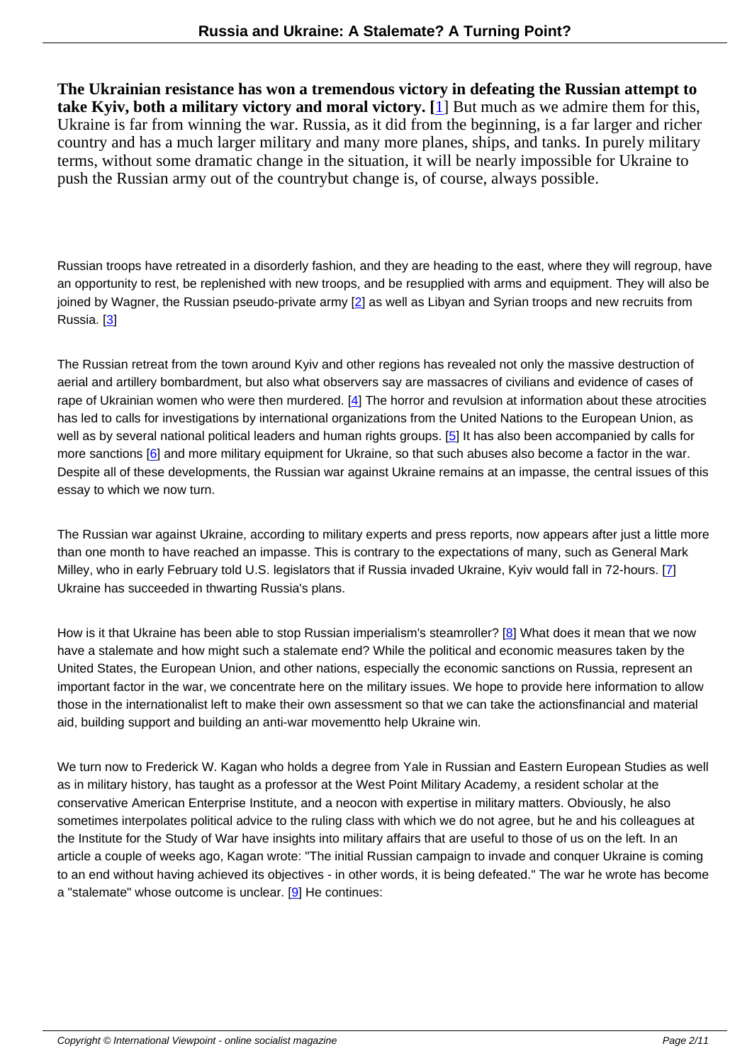**The Ukrainian resistance has won a tremendous victory in defeating the Russian attempt to take Kyiv, both a military victory and moral victory. [1]** But much as we admire them for this, Ukraine is far from winning the war. Russia, as it did from the beginning, is a far larger and richer country and has a much larger military and many more planes, ships, and tanks. In purely military terms, without some dramatic change in the situation, it will be nearly impossible for Ukraine to push the Russian army out of the countrybut change is, of course, always possible.

Russian troops have retreated in a disorderly fashion, and they are heading to the east, where they will regroup, have an opportunity to rest, be replenished with new troops, and be resupplied with arms and equipment. They will also be joined by Wagner, the Russian pseudo-private army [2] as well as Libyan and Syrian troops and new recruits from Russia. [3]

The Russian retreat from the town around Kyiv and other regions has revealed not only the massive destruction of aerial and artillery bombardment, but also what observers say are massacres of civilians and evidence of cases of rape of Ukrainian women who were then murdered. [4] The horror and revulsion at information about these atrocities has led to calls for investigations by international organizations from the United Nations to the European Union, as well as by several national political leaders and human rights groups. [5] It has also been accompanied by calls for more sanctions [6] and more military equipment for Ukraine, so that such abuses also become a factor in the war. Despite all of these developments, the Russian war against Ukraine remains at an impasse, the central issues of this essay to which we now turn.

The Russian war against Ukraine, according to military experts and press reports, now appears after just a little more than one month to have reached an impasse. This is contrary to the expectations of many, such as General Mark Milley, who in early February told U.S. legislators that if Russia invaded Ukraine, Kyiv would fall in 72-hours. [7] Ukraine has succeeded in thwarting Russia's plans.

How is it that Ukraine has been able to stop Russian imperialism's steamroller? [8] What does it mean that we now have a stalemate and how might such a stalemate end? While the political and economic measures taken by the United States, the European Union, and other nations, especially the economic sanctions on Russia, represent an important factor in the war, we concentrate here on the military issues. We hope to provide here information to allow those in the internationalist left to make their own assessment so that we can take the actionsfinancial and material aid, building support and building an anti-war movementto help Ukraine win.

We turn now to Frederick W. Kagan who holds a degree from Yale in Russian and Eastern European Studies as well as in military history, has taught as a professor at the West Point Military Academy, a resident scholar at the conservative American Enterprise Institute, and a neocon with expertise in military matters. Obviously, he also sometimes interpolates political advice to the ruling class with which we do not agree, but he and his colleagues at the Institute for the Study of War have insights into military affairs that are useful to those of us on the left. In an article a couple of weeks ago, Kagan wrote: "The initial Russian campaign to invade and conquer Ukraine is coming to an end without having achieved its objectives - in other words, it is being defeated." The war he wrote has become a "stalemate" whose outcome is unclear. [9] He continues: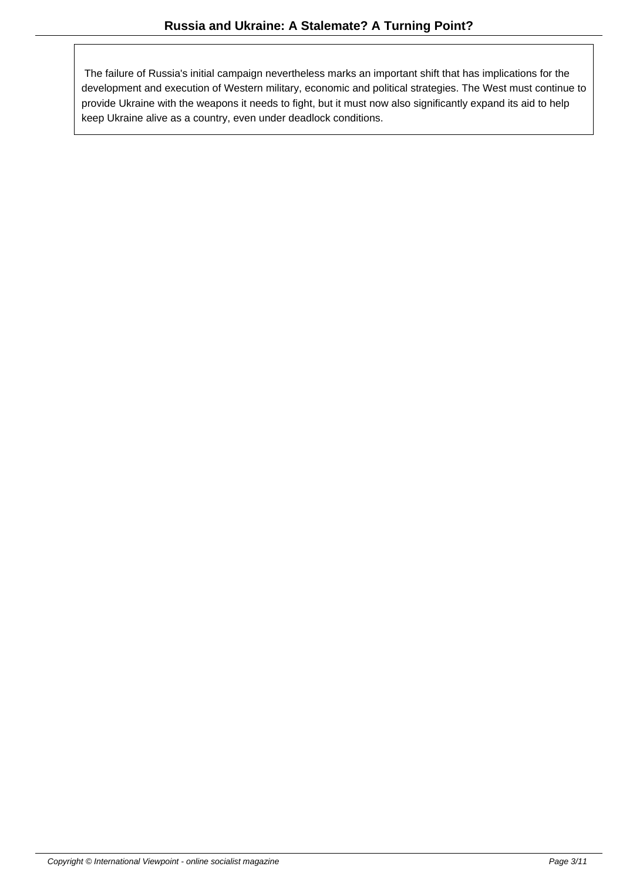The failure of Russia's initial campaign nevertheless marks an important shift that has implications for the development and execution of Western military, economic and political strategies. The West must continue to provide Ukraine with the weapons it needs to fight, but it must now also significantly expand its aid to help keep Ukraine alive as a country, even under deadlock conditions.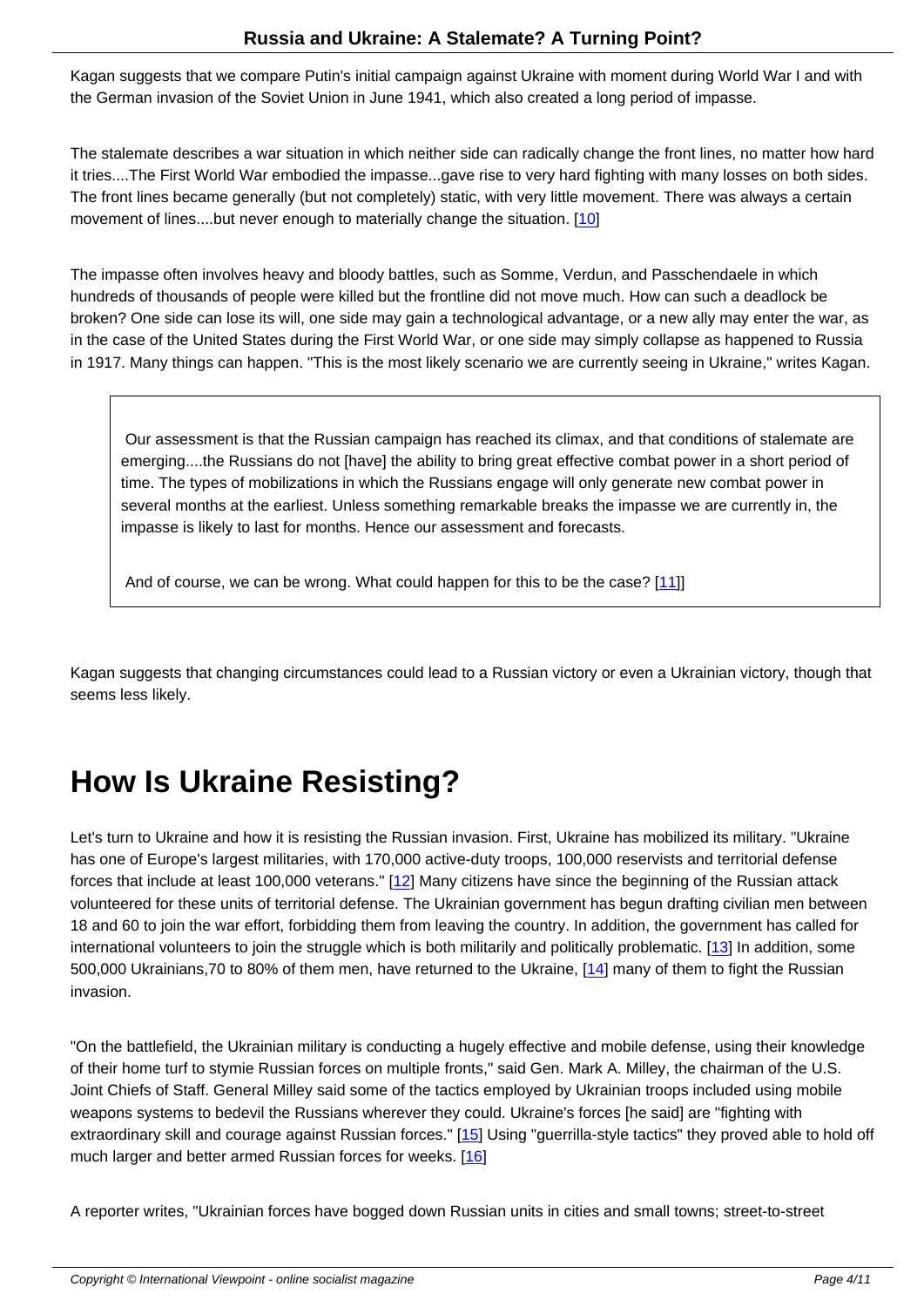Kagan suggests that we compare Putin's initial campaign against Ukraine with moment during World War I and with the German invasion of the Soviet Union in June 1941, which also created a long period of impasse.

The stalemate describes a war situation in which neither side can radically change the front lines, no matter how hard it tries....The First World War embodied the impasse...gave rise to very hard fighting with many losses on both sides. The front lines became generally (but not completely) static, with very little movement. There was always a certain movement of lines....but never enough to materially change the situation. [10]

The impasse often involves heavy and bloody battles, such as Somme, Verdun, and Passchendaele in which hundreds of thousands of people were killed but the frontline did not move much. How can such a deadlock be broken? One side can lose its will, one side may gain a technological advantage, or a new ally may enter the war, as in the case of the United States during the First World War, or one side may simply collapse as happened to Russia in 1917. Many things can happen. "This is the most likely scenario we are currently seeing in Ukraine," writes Kagan.

> Our assessment is that the Russian campaign has reached its climax, and that conditions of stalemate are emerging....the Russians do not [have] the ability to bring great effective combat power in a short period of time. The types of mobilizations in which the Russians engage will only generate new combat power in several months at the earliest. Unless something remarkable breaks the impasse we are currently in, the impasse is likely to last for months. Hence our assessment and forecasts.
>
> And of course, we can be wrong. What could happen for this to be the case? [11]]

Kagan suggests that changing circumstances could lead to a Russian victory or even a Ukrainian victory, though that seems less likely.

# How Is Ukraine Resisting?

Let's turn to Ukraine and how it is resisting the Russian invasion. First, Ukraine has mobilized its military. "Ukraine has one of Europe's largest militaries, with 170,000 active-duty troops, 100,000 reservists and territorial defense forces that include at least 100,000 veterans." [12] Many citizens have since the beginning of the Russian attack volunteered for these units of territorial defense. The Ukrainian government has begun drafting civilian men between 18 and 60 to join the war effort, forbidding them from leaving the country. In addition, the government has called for international volunteers to join the struggle which is both militarily and politically problematic. [13] In addition, some 500,000 Ukrainians,70 to 80% of them men, have returned to the Ukraine, [14] many of them to fight the Russian invasion.

"On the battlefield, the Ukrainian military is conducting a hugely effective and mobile defense, using their knowledge of their home turf to stymie Russian forces on multiple fronts," said Gen. Mark A. Milley, the chairman of the U.S. Joint Chiefs of Staff. General Milley said some of the tactics employed by Ukrainian troops included using mobile weapons systems to bedevil the Russians wherever they could. Ukraine's forces [he said] are "fighting with extraordinary skill and courage against Russian forces." [15] Using "guerrilla-style tactics" they proved able to hold off much larger and better armed Russian forces for weeks. [16]

A reporter writes, "Ukrainian forces have bogged down Russian units in cities and small towns; street-to-street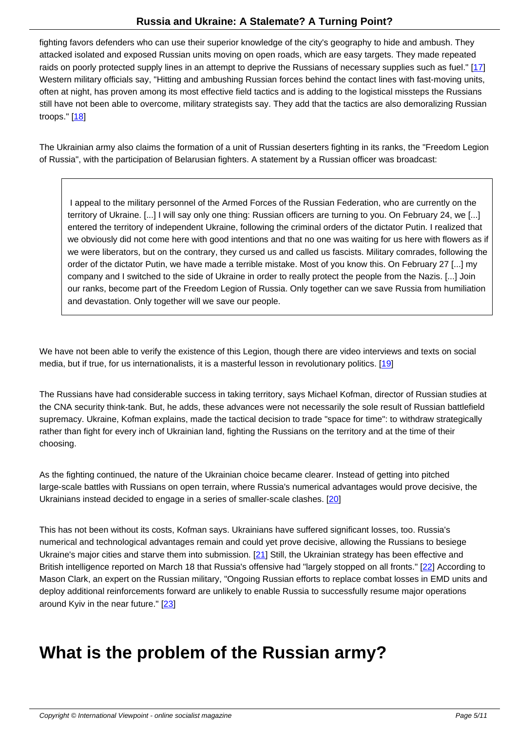fighting favors defenders who can use their superior knowledge of the city's geography to hide and ambush. They attacked isolated and exposed Russian units moving on open roads, which are easy targets. They made repeated raids on poorly protected supply lines in an attempt to deprive the Russians of necessary supplies such as fuel." [17] Western military officials say, "Hitting and ambushing Russian forces behind the contact lines with fast-moving units, often at night, has proven among its most effective field tactics and is adding to the logistical missteps the Russians still have not been able to overcome, military strategists say. They add that the tactics are also demoralizing Russian troops." [18]

The Ukrainian army also claims the formation of a unit of Russian deserters fighting in its ranks, the "Freedom Legion of Russia", with the participation of Belarusian fighters. A statement by a Russian officer was broadcast:

> I appeal to the military personnel of the Armed Forces of the Russian Federation, who are currently on the territory of Ukraine. [...] I will say only one thing: Russian officers are turning to you. On February 24, we [...] entered the territory of independent Ukraine, following the criminal orders of the dictator Putin. I realized that we obviously did not come here with good intentions and that no one was waiting for us here with flowers as if we were liberators, but on the contrary, they cursed us and called us fascists. Military comrades, following the order of the dictator Putin, we have made a terrible mistake. Most of you know this. On February 27 [...] my company and I switched to the side of Ukraine in order to really protect the people from the Nazis. [...] Join our ranks, become part of the Freedom Legion of Russia. Only together can we save Russia from humiliation and devastation. Only together will we save our people.

We have not been able to verify the existence of this Legion, though there are video interviews and texts on social media, but if true, for us internationalists, it is a masterful lesson in revolutionary politics. [19]

The Russians have had considerable success in taking territory, says Michael Kofman, director of Russian studies at the CNA security think-tank. But, he adds, these advances were not necessarily the sole result of Russian battlefield supremacy. Ukraine, Kofman explains, made the tactical decision to trade "space for time": to withdraw strategically rather than fight for every inch of Ukrainian land, fighting the Russians on the territory and at the time of their choosing.

As the fighting continued, the nature of the Ukrainian choice became clearer. Instead of getting into pitched large-scale battles with Russians on open terrain, where Russia's numerical advantages would prove decisive, the Ukrainians instead decided to engage in a series of smaller-scale clashes. [20]

This has not been without its costs, Kofman says. Ukrainians have suffered significant losses, too. Russia's numerical and technological advantages remain and could yet prove decisive, allowing the Russians to besiege Ukraine's major cities and starve them into submission. [21] Still, the Ukrainian strategy has been effective and British intelligence reported on March 18 that Russia's offensive had "largely stopped on all fronts." [22] According to Mason Clark, an expert on the Russian military, "Ongoing Russian efforts to replace combat losses in EMD units and deploy additional reinforcements forward are unlikely to enable Russia to successfully resume major operations around Kyiv in the near future." [23]

# What is the problem of the Russian army?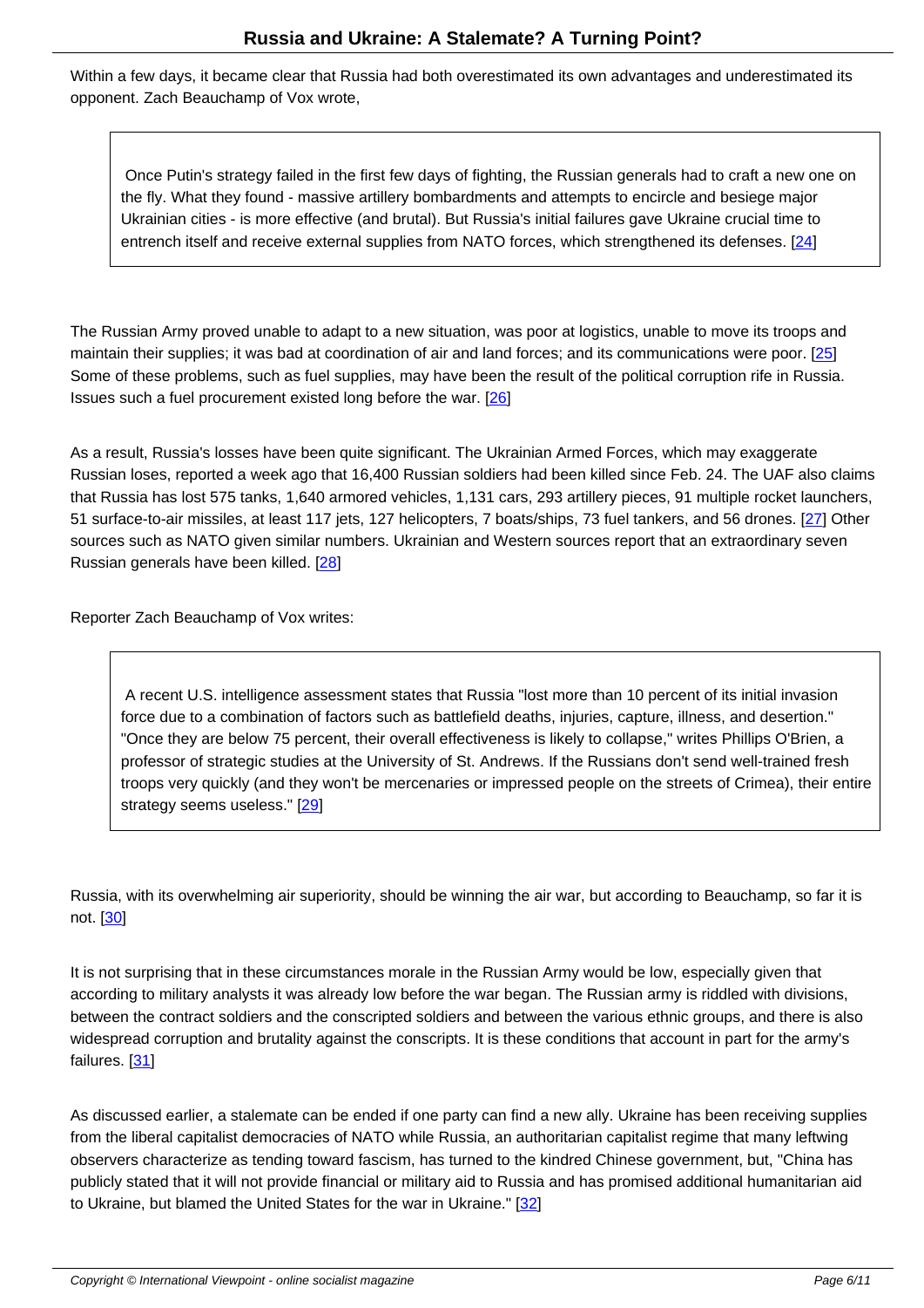Within a few days, it became clear that Russia had both overestimated its own advantages and underestimated its opponent. Zach Beauchamp of Vox wrote,

> Once Putin's strategy failed in the first few days of fighting, the Russian generals had to craft a new one on the fly. What they found - massive artillery bombardments and attempts to encircle and besiege major Ukrainian cities - is more effective (and brutal). But Russia's initial failures gave Ukraine crucial time to entrench itself and receive external supplies from NATO forces, which strengthened its defenses. [24]

The Russian Army proved unable to adapt to a new situation, was poor at logistics, unable to move its troops and maintain their supplies; it was bad at coordination of air and land forces; and its communications were poor. [25] Some of these problems, such as fuel supplies, may have been the result of the political corruption rife in Russia. Issues such a fuel procurement existed long before the war. [26]

As a result, Russia's losses have been quite significant. The Ukrainian Armed Forces, which may exaggerate Russian loses, reported a week ago that 16,400 Russian soldiers had been killed since Feb. 24. The UAF also claims that Russia has lost 575 tanks, 1,640 armored vehicles, 1,131 cars, 293 artillery pieces, 91 multiple rocket launchers, 51 surface-to-air missiles, at least 117 jets, 127 helicopters, 7 boats/ships, 73 fuel tankers, and 56 drones. [27] Other sources such as NATO given similar numbers. Ukrainian and Western sources report that an extraordinary seven Russian generals have been killed. [28]

Reporter Zach Beauchamp of Vox writes:

> A recent U.S. intelligence assessment states that Russia "lost more than 10 percent of its initial invasion force due to a combination of factors such as battlefield deaths, injuries, capture, illness, and desertion." "Once they are below 75 percent, their overall effectiveness is likely to collapse," writes Phillips O'Brien, a professor of strategic studies at the University of St. Andrews. If the Russians don't send well-trained fresh troops very quickly (and they won't be mercenaries or impressed people on the streets of Crimea), their entire strategy seems useless." [29]

Russia, with its overwhelming air superiority, should be winning the air war, but according to Beauchamp, so far it is not. [30]

It is not surprising that in these circumstances morale in the Russian Army would be low, especially given that according to military analysts it was already low before the war began. The Russian army is riddled with divisions, between the contract soldiers and the conscripted soldiers and between the various ethnic groups, and there is also widespread corruption and brutality against the conscripts. It is these conditions that account in part for the army's failures. [31]

As discussed earlier, a stalemate can be ended if one party can find a new ally. Ukraine has been receiving supplies from the liberal capitalist democracies of NATO while Russia, an authoritarian capitalist regime that many leftwing observers characterize as tending toward fascism, has turned to the kindred Chinese government, but, "China has publicly stated that it will not provide financial or military aid to Russia and has promised additional humanitarian aid to Ukraine, but blamed the United States for the war in Ukraine." [32]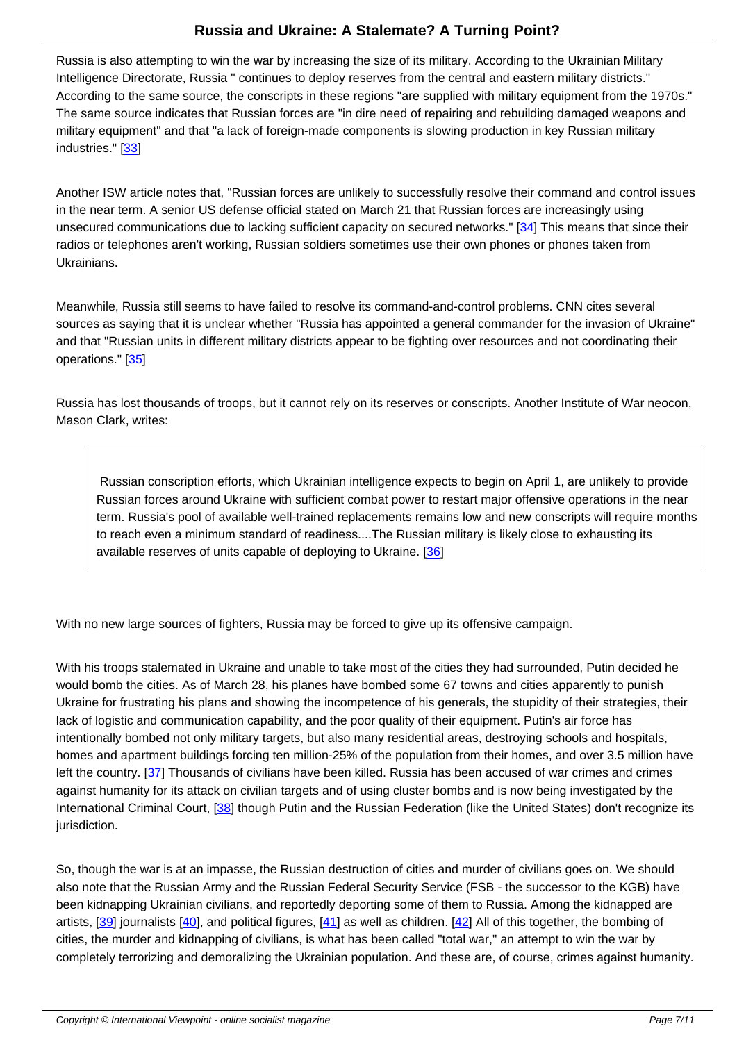Russia is also attempting to win the war by increasing the size of its military. According to the Ukrainian Military Intelligence Directorate, Russia " continues to deploy reserves from the central and eastern military districts." According to the same source, the conscripts in these regions "are supplied with military equipment from the 1970s." The same source indicates that Russian forces are "in dire need of repairing and rebuilding damaged weapons and military equipment" and that "a lack of foreign-made components is slowing production in key Russian military industries." [33]

Another ISW article notes that, "Russian forces are unlikely to successfully resolve their command and control issues in the near term. A senior US defense official stated on March 21 that Russian forces are increasingly using unsecured communications due to lacking sufficient capacity on secured networks." [34] This means that since their radios or telephones aren't working, Russian soldiers sometimes use their own phones or phones taken from Ukrainians.

Meanwhile, Russia still seems to have failed to resolve its command-and-control problems. CNN cites several sources as saying that it is unclear whether "Russia has appointed a general commander for the invasion of Ukraine" and that "Russian units in different military districts appear to be fighting over resources and not coordinating their operations." [35]

Russia has lost thousands of troops, but it cannot rely on its reserves or conscripts. Another Institute of War neocon, Mason Clark, writes:

> Russian conscription efforts, which Ukrainian intelligence expects to begin on April 1, are unlikely to provide Russian forces around Ukraine with sufficient combat power to restart major offensive operations in the near term. Russia's pool of available well-trained replacements remains low and new conscripts will require months to reach even a minimum standard of readiness....The Russian military is likely close to exhausting its available reserves of units capable of deploying to Ukraine. [36]

With no new large sources of fighters, Russia may be forced to give up its offensive campaign.

With his troops stalemated in Ukraine and unable to take most of the cities they had surrounded, Putin decided he would bomb the cities. As of March 28, his planes have bombed some 67 towns and cities apparently to punish Ukraine for frustrating his plans and showing the incompetence of his generals, the stupidity of their strategies, their lack of logistic and communication capability, and the poor quality of their equipment. Putin's air force has intentionally bombed not only military targets, but also many residential areas, destroying schools and hospitals, homes and apartment buildings forcing ten million-25% of the population from their homes, and over 3.5 million have left the country. [37] Thousands of civilians have been killed. Russia has been accused of war crimes and crimes against humanity for its attack on civilian targets and of using cluster bombs and is now being investigated by the International Criminal Court, [38] though Putin and the Russian Federation (like the United States) don't recognize its jurisdiction.

So, though the war is at an impasse, the Russian destruction of cities and murder of civilians goes on. We should also note that the Russian Army and the Russian Federal Security Service (FSB - the successor to the KGB) have been kidnapping Ukrainian civilians, and reportedly deporting some of them to Russia. Among the kidnapped are artists, [39] journalists [40], and political figures, [41] as well as children. [42] All of this together, the bombing of cities, the murder and kidnapping of civilians, is what has been called "total war," an attempt to win the war by completely terrorizing and demoralizing the Ukrainian population. And these are, of course, crimes against humanity.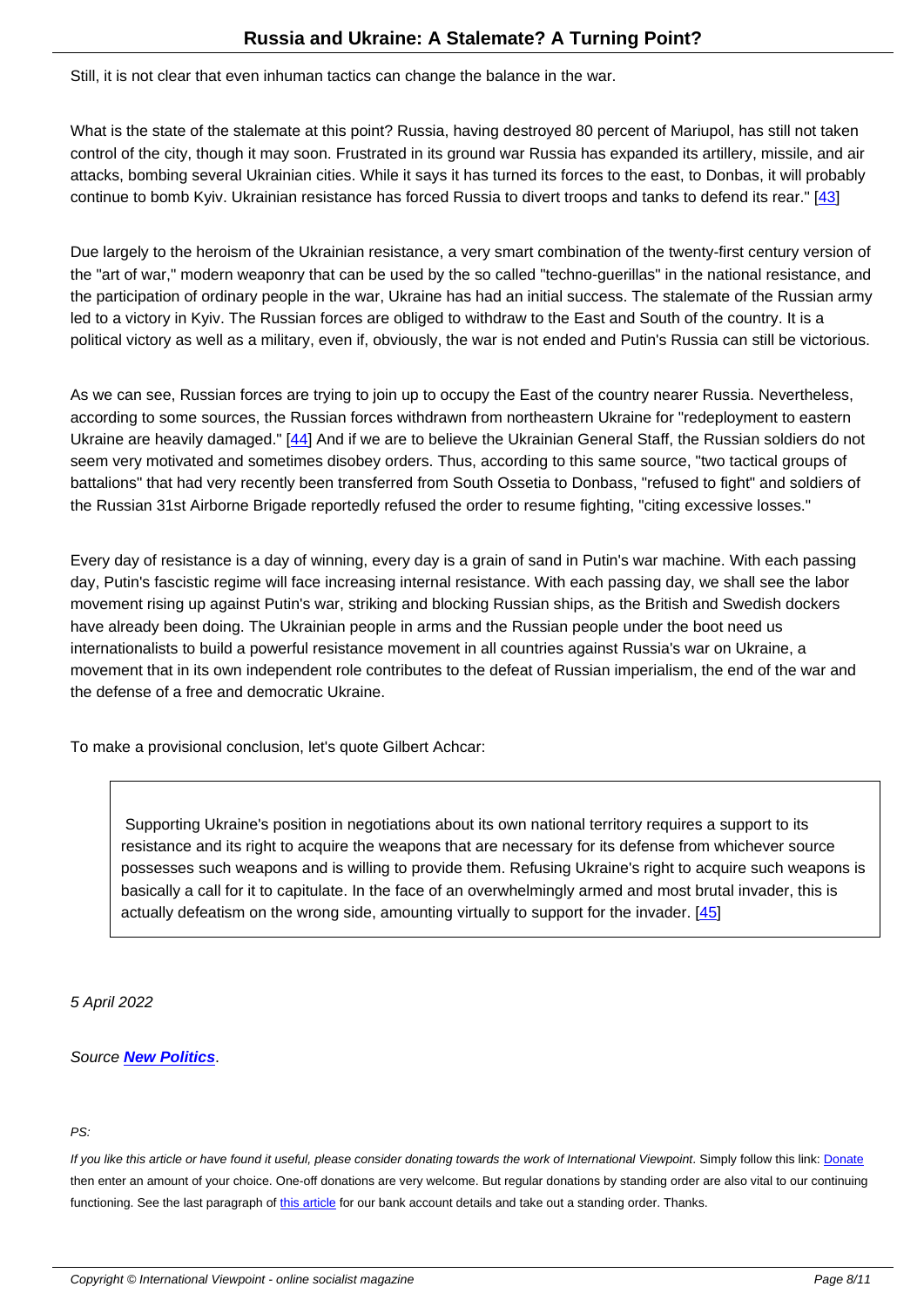Still, it is not clear that even inhuman tactics can change the balance in the war.

What is the state of the stalemate at this point? Russia, having destroyed 80 percent of Mariupol, has still not taken control of the city, though it may soon. Frustrated in its ground war Russia has expanded its artillery, missile, and air attacks, bombing several Ukrainian cities. While it says it has turned its forces to the east, to Donbas, it will probably continue to bomb Kyiv. Ukrainian resistance has forced Russia to divert troops and tanks to defend its rear." [43]

Due largely to the heroism of the Ukrainian resistance, a very smart combination of the twenty-first century version of the "art of war," modern weaponry that can be used by the so called "techno-guerillas" in the national resistance, and the participation of ordinary people in the war, Ukraine has had an initial success. The stalemate of the Russian army led to a victory in Kyiv. The Russian forces are obliged to withdraw to the East and South of the country. It is a political victory as well as a military, even if, obviously, the war is not ended and Putin's Russia can still be victorious.

As we can see, Russian forces are trying to join up to occupy the East of the country nearer Russia. Nevertheless, according to some sources, the Russian forces withdrawn from northeastern Ukraine for "redeployment to eastern Ukraine are heavily damaged." [44] And if we are to believe the Ukrainian General Staff, the Russian soldiers do not seem very motivated and sometimes disobey orders. Thus, according to this same source, "two tactical groups of battalions" that had very recently been transferred from South Ossetia to Donbass, "refused to fight" and soldiers of the Russian 31st Airborne Brigade reportedly refused the order to resume fighting, "citing excessive losses."

Every day of resistance is a day of winning, every day is a grain of sand in Putin's war machine. With each passing day, Putin's fascistic regime will face increasing internal resistance. With each passing day, we shall see the labor movement rising up against Putin's war, striking and blocking Russian ships, as the British and Swedish dockers have already been doing. The Ukrainian people in arms and the Russian people under the boot need us internationalists to build a powerful resistance movement in all countries against Russia's war on Ukraine, a movement that in its own independent role contributes to the defeat of Russian imperialism, the end of the war and the defense of a free and democratic Ukraine.

To make a provisional conclusion, let's quote Gilbert Achcar:

> Supporting Ukraine's position in negotiations about its own national territory requires a support to its resistance and its right to acquire the weapons that are necessary for its defense from whichever source possesses such weapons and is willing to provide them. Refusing Ukraine's right to acquire such weapons is basically a call for it to capitulate. In the face of an overwhelmingly armed and most brutal invader, this is actually defeatism on the wrong side, amounting virtually to support for the invader. [45]

*5 April 2022*

*Source **New Politics**.*

*PS:*

*If you like this article or have found it useful, please consider donating towards the work of International Viewpoint. Simply follow this link: Donate then enter an amount of your choice. One-off donations are very welcome. But regular donations by standing order are also vital to our continuing functioning. See the last paragraph of this article for our bank account details and take out a standing order. Thanks.*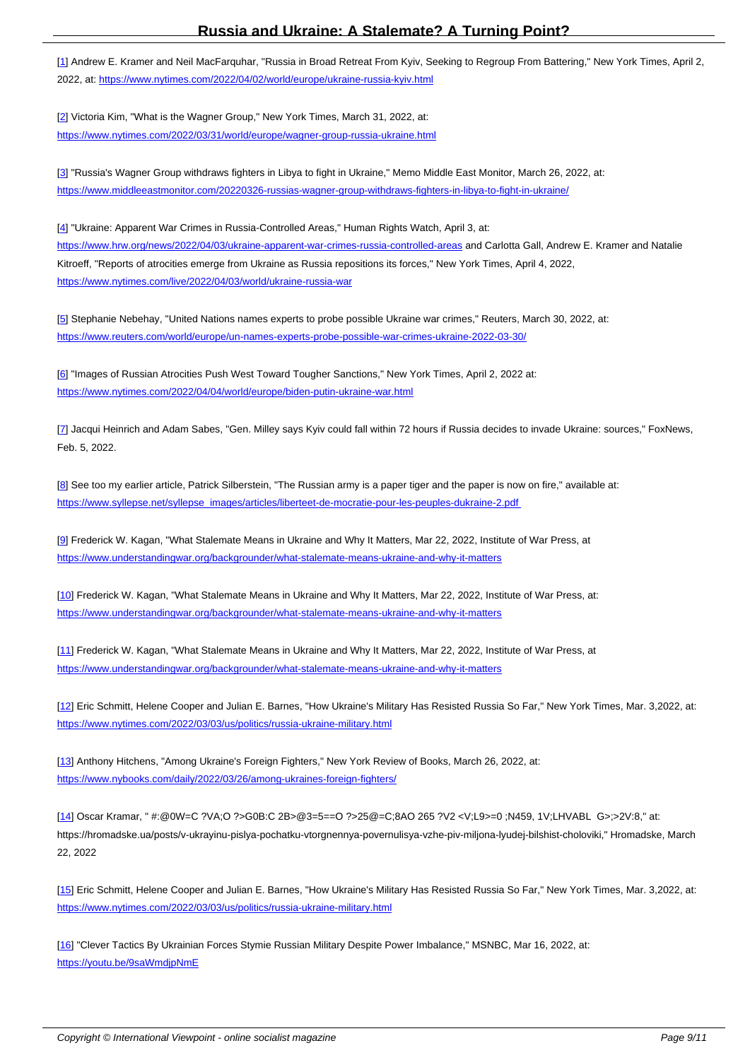[1] Andrew E. Kramer and Neil MacFarquhar, "Russia in Broad Retreat From Kyiv, Seeking to Regroup From Battering," New York Times, April 2, 2022, at: https://www.nytimes.com/2022/04/02/world/europe/ukraine-russia-kyiv.html

[2] Victoria Kim, "What is the Wagner Group," New York Times, March 31, 2022, at: https://www.nytimes.com/2022/03/31/world/europe/wagner-group-russia-ukraine.html

[3] "Russia's Wagner Group withdraws fighters in Libya to fight in Ukraine," Memo Middle East Monitor, March 26, 2022, at: https://www.middleeastmonitor.com/20220326-russias-wagner-group-withdraws-fighters-in-libya-to-fight-in-ukraine/

[4] "Ukraine: Apparent War Crimes in Russia-Controlled Areas," Human Rights Watch, April 3, at: https://www.hrw.org/news/2022/04/03/ukraine-apparent-war-crimes-russia-controlled-areas and Carlotta Gall, Andrew E. Kramer and Natalie Kitroeff, "Reports of atrocities emerge from Ukraine as Russia repositions its forces," New York Times, April 4, 2022, https://www.nytimes.com/live/2022/04/03/world/ukraine-russia-war

[5] Stephanie Nebehay, "United Nations names experts to probe possible Ukraine war crimes," Reuters, March 30, 2022, at: https://www.reuters.com/world/europe/un-names-experts-probe-possible-war-crimes-ukraine-2022-03-30/

[6] "Images of Russian Atrocities Push West Toward Tougher Sanctions," New York Times, April 2, 2022 at: https://www.nytimes.com/2022/04/04/world/europe/biden-putin-ukraine-war.html

[7] Jacqui Heinrich and Adam Sabes, "Gen. Milley says Kyiv could fall within 72 hours if Russia decides to invade Ukraine: sources," FoxNews, Feb. 5, 2022.

[8] See too my earlier article, Patrick Silberstein, "The Russian army is a paper tiger and the paper is now on fire," available at: https://www.syllepse.net/syllepse_images/articles/liberteet-de-mocratie-pour-les-peuples-dukraine-2.pdf

[9] Frederick W. Kagan, "What Stalemate Means in Ukraine and Why It Matters, Mar 22, 2022, Institute of War Press, at https://www.understandingwar.org/backgrounder/what-stalemate-means-ukraine-and-why-it-matters

[10] Frederick W. Kagan, "What Stalemate Means in Ukraine and Why It Matters, Mar 22, 2022, Institute of War Press, at: https://www.understandingwar.org/backgrounder/what-stalemate-means-ukraine-and-why-it-matters

[11] Frederick W. Kagan, "What Stalemate Means in Ukraine and Why It Matters, Mar 22, 2022, Institute of War Press, at https://www.understandingwar.org/backgrounder/what-stalemate-means-ukraine-and-why-it-matters

[12] Eric Schmitt, Helene Cooper and Julian E. Barnes, "How Ukraine's Military Has Resisted Russia So Far," New York Times, Mar. 3,2022, at: https://www.nytimes.com/2022/03/03/us/politics/russia-ukraine-military.html

[13] Anthony Hitchens, "Among Ukraine's Foreign Fighters," New York Review of Books, March 26, 2022, at: https://www.nybooks.com/daily/2022/03/26/among-ukraines-foreign-fighters/

[14] Oscar Kramar, " #:@0W=C ?VA;O ?>G0B:C 2B>@3=5==O ?>25@=C;8AO 265 ?V2 <V;L9>=0 ;N459, 1V;LHVABL G>;>2V:8," at: https://hromadske.ua/posts/v-ukrayinu-pislya-pochatku-vtorgnennya-povernulisya-vzhe-piv-miljona-lyudej-bilshist-choloviki," Hromadske, March 22, 2022

[15] Eric Schmitt, Helene Cooper and Julian E. Barnes, "How Ukraine's Military Has Resisted Russia So Far," New York Times, Mar. 3,2022, at: https://www.nytimes.com/2022/03/03/us/politics/russia-ukraine-military.html

[16] "Clever Tactics By Ukrainian Forces Stymie Russian Military Despite Power Imbalance," MSNBC, Mar 16, 2022, at: https://youtu.be/9saWmdjpNmE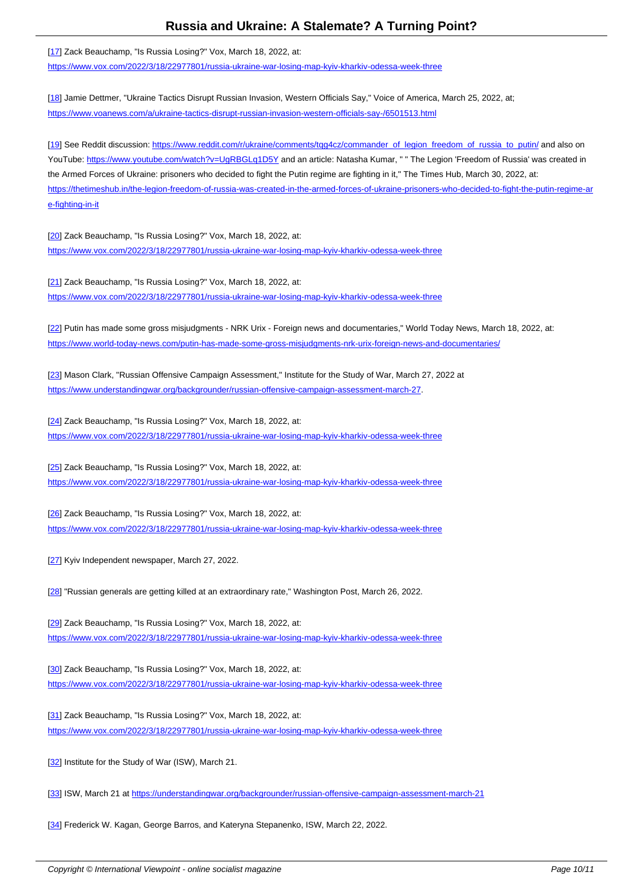[17] Zack Beauchamp, "Is Russia Losing?" Vox, March 18, 2022, at:
https://www.vox.com/2022/3/18/22977801/russia-ukraine-war-losing-map-kyiv-kharkiv-odessa-week-three

[18] Jamie Dettmer, "Ukraine Tactics Disrupt Russian Invasion, Western Officials Say," Voice of America, March 25, 2022, at;
https://www.voanews.com/a/ukraine-tactics-disrupt-russian-invasion-western-officials-say-/6501513.html

[19] See Reddit discussion: https://www.reddit.com/r/ukraine/comments/tqg4cz/commander_of_legion_freedom_of_russia_to_putin/ and also on YouTube: https://www.youtube.com/watch?v=UgRBGLq1D5Y and an article: Natasha Kumar, " " The Legion 'Freedom of Russia' was created in the Armed Forces of Ukraine: prisoners who decided to fight the Putin regime are fighting in it," The Times Hub, March 30, 2022, at:
https://thetimeshub.in/the-legion-freedom-of-russia-was-created-in-the-armed-forces-of-ukraine-prisoners-who-decided-to-fight-the-putin-regime-are-fighting-in-it

[20] Zack Beauchamp, "Is Russia Losing?" Vox, March 18, 2022, at:
https://www.vox.com/2022/3/18/22977801/russia-ukraine-war-losing-map-kyiv-kharkiv-odessa-week-three

[21] Zack Beauchamp, "Is Russia Losing?" Vox, March 18, 2022, at:
https://www.vox.com/2022/3/18/22977801/russia-ukraine-war-losing-map-kyiv-kharkiv-odessa-week-three

[22] Putin has made some gross misjudgments - NRK Urix - Foreign news and documentaries," World Today News, March 18, 2022, at:
https://www.world-today-news.com/putin-has-made-some-gross-misjudgments-nrk-urix-foreign-news-and-documentaries/

[23] Mason Clark, "Russian Offensive Campaign Assessment," Institute for the Study of War, March 27, 2022 at
https://www.understandingwar.org/backgrounder/russian-offensive-campaign-assessment-march-27.

[24] Zack Beauchamp, "Is Russia Losing?" Vox, March 18, 2022, at:
https://www.vox.com/2022/3/18/22977801/russia-ukraine-war-losing-map-kyiv-kharkiv-odessa-week-three

[25] Zack Beauchamp, "Is Russia Losing?" Vox, March 18, 2022, at:
https://www.vox.com/2022/3/18/22977801/russia-ukraine-war-losing-map-kyiv-kharkiv-odessa-week-three

[26] Zack Beauchamp, "Is Russia Losing?" Vox, March 18, 2022, at:
https://www.vox.com/2022/3/18/22977801/russia-ukraine-war-losing-map-kyiv-kharkiv-odessa-week-three

[27] Kyiv Independent newspaper, March 27, 2022.

[28] "Russian generals are getting killed at an extraordinary rate," Washington Post, March 26, 2022.

[29] Zack Beauchamp, "Is Russia Losing?" Vox, March 18, 2022, at:
https://www.vox.com/2022/3/18/22977801/russia-ukraine-war-losing-map-kyiv-kharkiv-odessa-week-three

[30] Zack Beauchamp, "Is Russia Losing?" Vox, March 18, 2022, at:
https://www.vox.com/2022/3/18/22977801/russia-ukraine-war-losing-map-kyiv-kharkiv-odessa-week-three

[31] Zack Beauchamp, "Is Russia Losing?" Vox, March 18, 2022, at:
https://www.vox.com/2022/3/18/22977801/russia-ukraine-war-losing-map-kyiv-kharkiv-odessa-week-three

[32] Institute for the Study of War (ISW), March 21.

[33] ISW, March 21 at https://understandingwar.org/backgrounder/russian-offensive-campaign-assessment-march-21

[34] Frederick W. Kagan, George Barros, and Kateryna Stepanenko, ISW, March 22, 2022.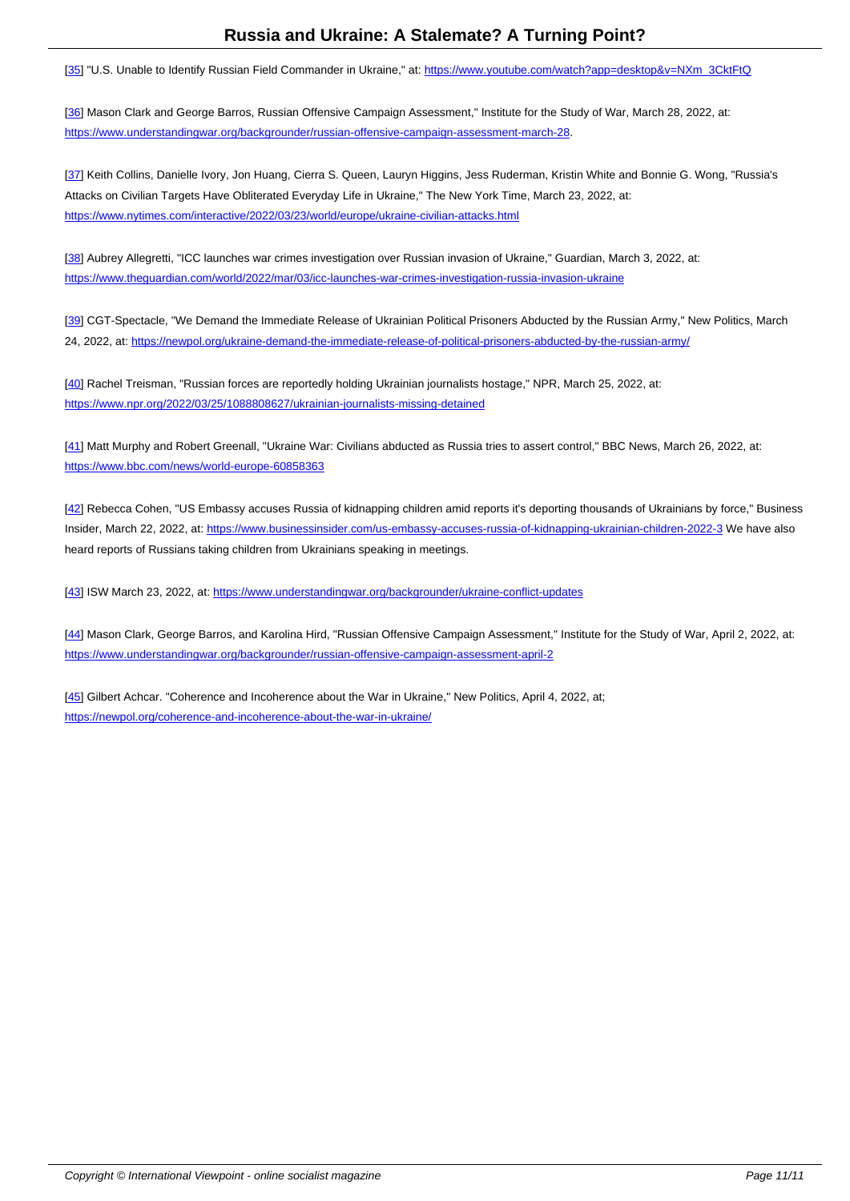[35] "U.S. Unable to Identify Russian Field Commander in Ukraine," at: https://www.youtube.com/watch?app=desktop&v=NXm_3CktFtQ

[36] Mason Clark and George Barros, Russian Offensive Campaign Assessment," Institute for the Study of War, March 28, 2022, at: https://www.understandingwar.org/backgrounder/russian-offensive-campaign-assessment-march-28.

[37] Keith Collins, Danielle Ivory, Jon Huang, Cierra S. Queen, Lauryn Higgins, Jess Ruderman, Kristin White and Bonnie G. Wong, "Russia's Attacks on Civilian Targets Have Obliterated Everyday Life in Ukraine," The New York Time, March 23, 2022, at: https://www.nytimes.com/interactive/2022/03/23/world/europe/ukraine-civilian-attacks.html

[38] Aubrey Allegretti, "ICC launches war crimes investigation over Russian invasion of Ukraine," Guardian, March 3, 2022, at: https://www.theguardian.com/world/2022/mar/03/icc-launches-war-crimes-investigation-russia-invasion-ukraine

[39] CGT-Spectacle, "We Demand the Immediate Release of Ukrainian Political Prisoners Abducted by the Russian Army," New Politics, March 24, 2022, at: https://newpol.org/ukraine-demand-the-immediate-release-of-political-prisoners-abducted-by-the-russian-army/

[40] Rachel Treisman, "Russian forces are reportedly holding Ukrainian journalists hostage," NPR, March 25, 2022, at: https://www.npr.org/2022/03/25/1088808627/ukrainian-journalists-missing-detained

[41] Matt Murphy and Robert Greenall, "Ukraine War: Civilians abducted as Russia tries to assert control," BBC News, March 26, 2022, at: https://www.bbc.com/news/world-europe-60858363

[42] Rebecca Cohen, "US Embassy accuses Russia of kidnapping children amid reports it's deporting thousands of Ukrainians by force," Business Insider, March 22, 2022, at: https://www.businessinsider.com/us-embassy-accuses-russia-of-kidnapping-ukrainian-children-2022-3 We have also heard reports of Russians taking children from Ukrainians speaking in meetings.

[43] ISW March 23, 2022, at: https://www.understandingwar.org/backgrounder/ukraine-conflict-updates

[44] Mason Clark, George Barros, and Karolina Hird, "Russian Offensive Campaign Assessment," Institute for the Study of War, April 2, 2022, at: https://www.understandingwar.org/backgrounder/russian-offensive-campaign-assessment-april-2

[45] Gilbert Achcar. "Coherence and Incoherence about the War in Ukraine," New Politics, April 4, 2022, at; https://newpol.org/coherence-and-incoherence-about-the-war-in-ukraine/